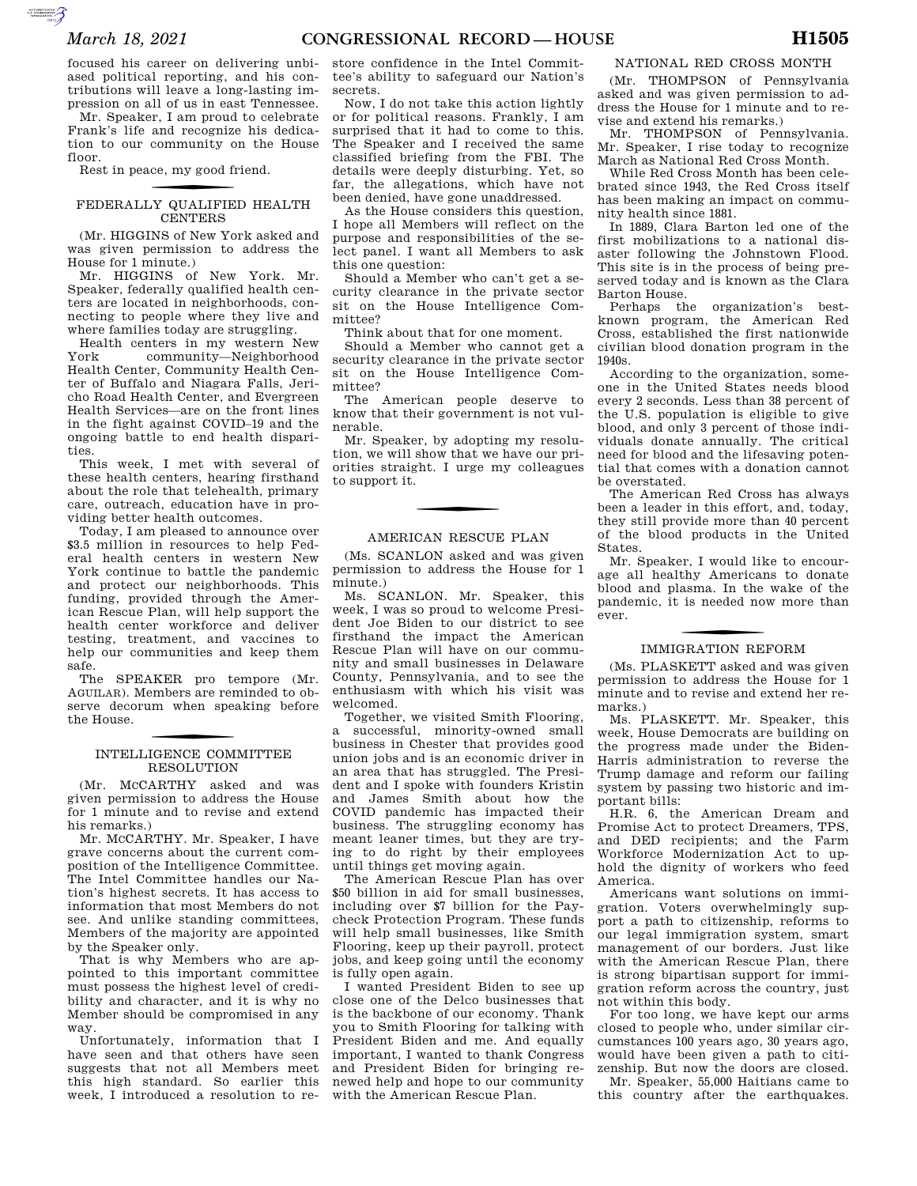focused his career on delivering unbiased political reporting, and his contributions will leave a long-lasting impression on all of us in east Tennessee.

Mr. Speaker, I am proud to celebrate Frank's life and recognize his dedication to our community on the House floor.

Rest in peace, my good friend.

## FEDERALLY QUALIFIED HEALTH CENTERS

(Mr. HIGGINS of New York asked and was given permission to address the House for 1 minute.)

Mr. HIGGINS of New York. Mr. Speaker, federally qualified health centers are located in neighborhoods, connecting to people where they live and where families today are struggling.

Health centers in my western New York community—Neighborhood Health Center, Community Health Center of Buffalo and Niagara Falls, Jericho Road Health Center, and Evergreen Health Services—are on the front lines in the fight against COVID–19 and the ongoing battle to end health disparities.

This week, I met with several of these health centers, hearing firsthand about the role that telehealth, primary care, outreach, education have in providing better health outcomes.

Today, I am pleased to announce over $3.5 million in resources to help Federal health centers in western New York continue to battle the pandemic and protect our neighborhoods. This funding, provided through the American Rescue Plan, will help support the health center workforce and deliver testing, treatment, and vaccines to help our communities and keep them safe.

The SPEAKER pro tempore (Mr. AGUILAR). Members are reminded to observe decorum when speaking before the House.

## INTELLIGENCE COMMITTEE RESOLUTION

(Mr. McCARTHY asked and was given permission to address the House for 1 minute and to revise and extend his remarks.)

Mr. McCARTHY. Mr. Speaker, I have grave concerns about the current composition of the Intelligence Committee. The Intel Committee handles our Nation's highest secrets. It has access to information that most Members do not see. And unlike standing committees, Members of the majority are appointed by the Speaker only.

That is why Members who are appointed to this important committee must possess the highest level of credibility and character, and it is why no Member should be compromised in any way.

Unfortunately, information that I have seen and that others have seen suggests that not all Members meet this high standard. So earlier this week, I introduced a resolution to restore confidence in the Intel Committee's ability to safeguard our Nation's secrets.

Now, I do not take this action lightly or for political reasons. Frankly, I am surprised that it had to come to this. The Speaker and I received the same classified briefing from the FBI. The details were deeply disturbing. Yet, so far, the allegations, which have not been denied, have gone unaddressed.

As the House considers this question, I hope all Members will reflect on the purpose and responsibilities of the select panel. I want all Members to ask this one question:

Should a Member who can't get a security clearance in the private sector sit on the House Intelligence Committee?

Think about that for one moment.

Should a Member who cannot get a security clearance in the private sector sit on the House Intelligence Committee?

The American people deserve to know that their government is not vulnerable.

Mr. Speaker, by adopting my resolution, we will show that we have our priorities straight. I urge my colleagues to support it.

## AMERICAN RESCUE PLAN

(Ms. SCANLON asked and was given permission to address the House for 1 minute.)

Ms. SCANLON. Mr. Speaker, this week, I was so proud to welcome President Joe Biden to our district to see firsthand the impact the American Rescue Plan will have on our community and small businesses in Delaware County, Pennsylvania, and to see the enthusiasm with which his visit was welcomed.

Together, we visited Smith Flooring, a successful, minority-owned small business in Chester that provides good union jobs and is an economic driver in an area that has struggled. The President and I spoke with founders Kristin and James Smith about how the COVID pandemic has impacted their business. The struggling economy has meant leaner times, but they are trying to do right by their employees until things get moving again.

The American Rescue Plan has over $50 billion in aid for small businesses, including over $7 billion for the Paycheck Protection Program. These funds will help small businesses, like Smith Flooring, keep up their payroll, protect jobs, and keep going until the economy is fully open again.

I wanted President Biden to see up close one of the Delco businesses that is the backbone of our economy. Thank you to Smith Flooring for talking with President Biden and me. And equally important, I wanted to thank Congress and President Biden for bringing renewed help and hope to our community with the American Rescue Plan.

## NATIONAL RED CROSS MONTH

(Mr. THOMPSON of Pennsylvania asked and was given permission to address the House for 1 minute and to revise and extend his remarks.)

Mr. THOMPSON of Pennsylvania. Mr. Speaker, I rise today to recognize March as National Red Cross Month.

While Red Cross Month has been celebrated since 1943, the Red Cross itself has been making an impact on community health since 1881.

In 1889, Clara Barton led one of the first mobilizations to a national disaster following the Johnstown Flood. This site is in the process of being preserved today and is known as the Clara Barton House.

Perhaps the organization's best-known program, the American Red Cross, established the first nationwide civilian blood donation program in the 1940s.

According to the organization, someone in the United States needs blood every 2 seconds. Less than 38 percent of the U.S. population is eligible to give blood, and only 3 percent of those individuals donate annually. The critical need for blood and the lifesaving potential that comes with a donation cannot be overstated.

The American Red Cross has always been a leader in this effort, and, today, they still provide more than 40 percent of the blood products in the United States.

Mr. Speaker, I would like to encourage all healthy Americans to donate blood and plasma. In the wake of the pandemic, it is needed now more than ever.

## IMMIGRATION REFORM

(Ms. PLASKETT asked and was given permission to address the House for 1 minute and to revise and extend her remarks.)

Ms. PLASKETT. Mr. Speaker, this week, House Democrats are building on the progress made under the Biden-Harris administration to reverse the Trump damage and reform our failing system by passing two historic and important bills:

H.R. 6, the American Dream and Promise Act to protect Dreamers, TPS, and DED recipients; and the Farm Workforce Modernization Act to uphold the dignity of workers who feed America.

Americans want solutions on immigration. Voters overwhelmingly support a path to citizenship, reforms to our legal immigration system, smart management of our borders. Just like with the American Rescue Plan, there is strong bipartisan support for immigration reform across the country, just not within this body.

For too long, we have kept our arms closed to people who, under similar circumstances 100 years ago, 30 years ago, would have been given a path to citizenship. But now the doors are closed.

Mr. Speaker, 55,000 Haitians came to this country after the earthquakes.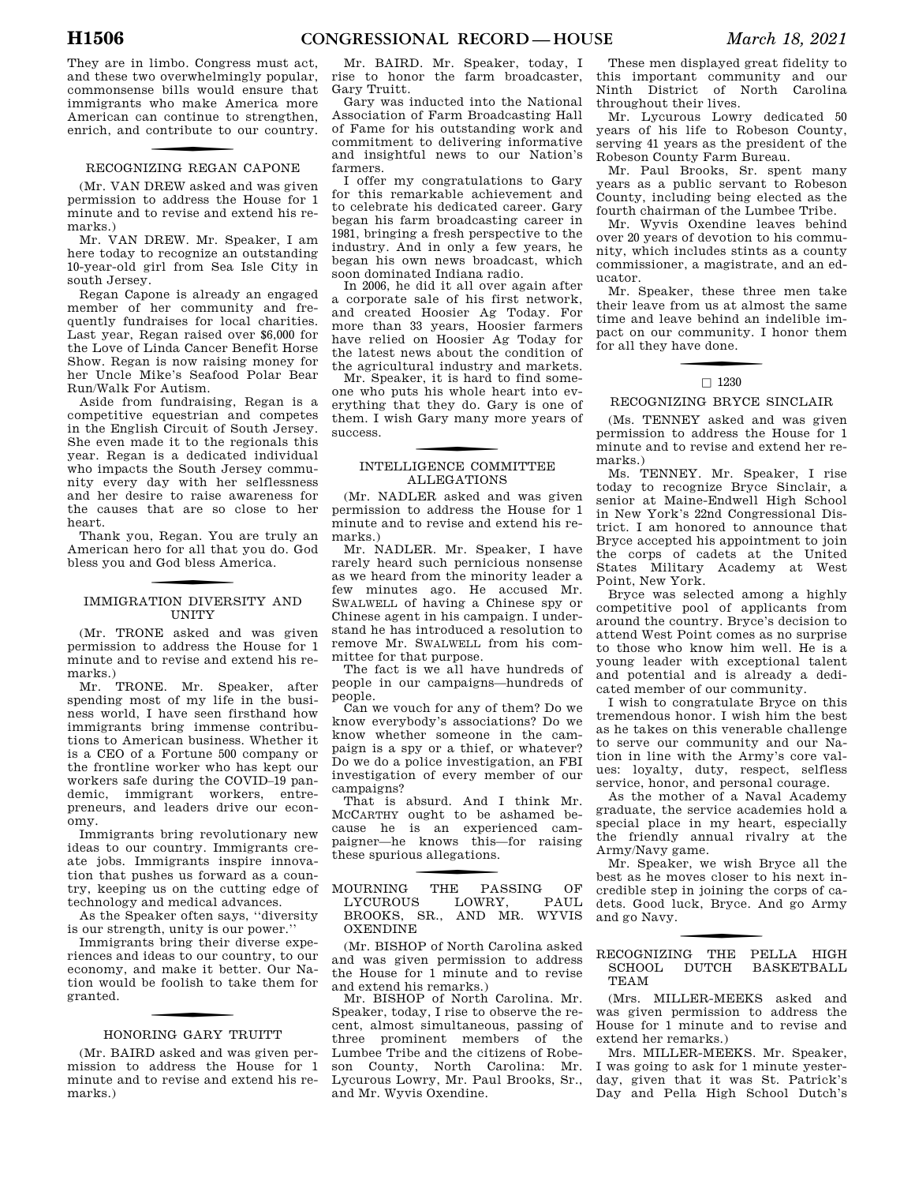They are in limbo. Congress must act, and these two overwhelmingly popular, commonsense bills would ensure that immigrants who make America more American can continue to strengthen, enrich, and contribute to our country.

## RECOGNIZING REGAN CAPONE

(Mr. VAN DREW asked and was given permission to address the House for 1 minute and to revise and extend his remarks.)

Mr. VAN DREW. Mr. Speaker, I am here today to recognize an outstanding 10-year-old girl from Sea Isle City in south Jersey.

Regan Capone is already an engaged member of her community and frequently fundraises for local charities. Last year, Regan raised over $6,000 for the Love of Linda Cancer Benefit Horse Show. Regan is now raising money for her Uncle Mike's Seafood Polar Bear Run/Walk For Autism.

Aside from fundraising, Regan is a competitive equestrian and competes in the English Circuit of South Jersey. She even made it to the regionals this year. Regan is a dedicated individual who impacts the South Jersey community every day with her selflessness and her desire to raise awareness for the causes that are so close to her heart.

Thank you, Regan. You are truly an American hero for all that you do. God bless you and God bless America.

## IMMIGRATION DIVERSITY AND UNITY

(Mr. TRONE asked and was given permission to address the House for 1 minute and to revise and extend his remarks.)

Mr. TRONE. Mr. Speaker, after spending most of my life in the business world, I have seen firsthand how immigrants bring immense contributions to American business. Whether it is a CEO of a Fortune 500 company or the frontline worker who has kept our workers safe during the COVID–19 pandemic, immigrant workers, entrepreneurs, and leaders drive our economy.

Immigrants bring revolutionary new ideas to our country. Immigrants create jobs. Immigrants inspire innovation that pushes us forward as a country, keeping us on the cutting edge of technology and medical advances.

As the Speaker often says, ''diversity is our strength, unity is our power.''

Immigrants bring their diverse experiences and ideas to our country, to our economy, and make it better. Our Nation would be foolish to take them for granted.

## HONORING GARY TRUITT

(Mr. BAIRD asked and was given permission to address the House for 1 minute and to revise and extend his remarks.)

Mr. BAIRD. Mr. Speaker, today, I rise to honor the farm broadcaster, Gary Truitt.

Gary was inducted into the National Association of Farm Broadcasting Hall of Fame for his outstanding work and commitment to delivering informative and insightful news to our Nation's farmers.

I offer my congratulations to Gary for this remarkable achievement and to celebrate his dedicated career. Gary began his farm broadcasting career in 1981, bringing a fresh perspective to the industry. And in only a few years, he began his own news broadcast, which soon dominated Indiana radio.

In 2006, he did it all over again after a corporate sale of his first network, and created Hoosier Ag Today. For more than 33 years, Hoosier farmers have relied on Hoosier Ag Today for the latest news about the condition of the agricultural industry and markets.

Mr. Speaker, it is hard to find someone who puts his whole heart into everything that they do. Gary is one of them. I wish Gary many more years of success.

## INTELLIGENCE COMMITTEE ALLEGATIONS

(Mr. NADLER asked and was given permission to address the House for 1 minute and to revise and extend his remarks.)

Mr. NADLER. Mr. Speaker, I have rarely heard such pernicious nonsense as we heard from the minority leader a few minutes ago. He accused Mr. SWALWELL of having a Chinese spy or Chinese agent in his campaign. I understand he has introduced a resolution to remove Mr. SWALWELL from his committee for that purpose.

The fact is we all have hundreds of people in our campaigns—hundreds of people.

Can we vouch for any of them? Do we know everybody's associations? Do we know whether someone in the campaign is a spy or a thief, or whatever? Do we do a police investigation, an FBI investigation of every member of our campaigns?

That is absurd. And I think Mr. MCCARTHY ought to be ashamed because he is an experienced campaigner—he knows this—for raising these spurious allegations.

## MOURNING THE PASSING OF LYCUROUS LOWRY, PAUL BROOKS, SR., AND MR. WYVIS OXENDINE

(Mr. BISHOP of North Carolina asked and was given permission to address the House for 1 minute and to revise and extend his remarks.)

Mr. BISHOP of North Carolina. Mr. Speaker, today, I rise to observe the recent, almost simultaneous, passing of three prominent members of the Lumbee Tribe and the citizens of Robeson County, North Carolina: Mr. Lycurous Lowry, Mr. Paul Brooks, Sr., and Mr. Wyvis Oxendine.

These men displayed great fidelity to this important community and our Ninth District of North Carolina throughout their lives.

Mr. Lycurous Lowry dedicated 50 years of his life to Robeson County, serving 41 years as the president of the Robeson County Farm Bureau.

Mr. Paul Brooks, Sr. spent many years as a public servant to Robeson County, including being elected as the fourth chairman of the Lumbee Tribe.

Mr. Wyvis Oxendine leaves behind over 20 years of devotion to his community, which includes stints as a county commissioner, a magistrate, and an educator.

Mr. Speaker, these three men take their leave from us at almost the same time and leave behind an indelible impact on our community. I honor them for all they have done.

□ 1230

## RECOGNIZING BRYCE SINCLAIR

(Ms. TENNEY asked and was given permission to address the House for 1 minute and to revise and extend her remarks.)

Ms. TENNEY. Mr. Speaker, I rise today to recognize Bryce Sinclair, a senior at Maine-Endwell High School in New York's 22nd Congressional District. I am honored to announce that Bryce accepted his appointment to join the corps of cadets at the United States Military Academy at West Point, New York.

Bryce was selected among a highly competitive pool of applicants from around the country. Bryce's decision to attend West Point comes as no surprise to those who know him well. He is a young leader with exceptional talent and potential and is already a dedicated member of our community.

I wish to congratulate Bryce on this tremendous honor. I wish him the best as he takes on this venerable challenge to serve our community and our Nation in line with the Army's core values: loyalty, duty, respect, selfless service, honor, and personal courage.

As the mother of a Naval Academy graduate, the service academies hold a special place in my heart, especially the friendly annual rivalry at the Army/Navy game.

Mr. Speaker, we wish Bryce all the best as he moves closer to his next incredible step in joining the corps of cadets. Good luck, Bryce. And go Army and go Navy.

## RECOGNIZING THE PELLA HIGH SCHOOL DUTCH BASKETBALL TEAM

(Mrs. MILLER-MEEKS asked and was given permission to address the House for 1 minute and to revise and extend her remarks.)

Mrs. MILLER-MEEKS. Mr. Speaker, I was going to ask for 1 minute yesterday, given that it was St. Patrick's Day and Pella High School Dutch's